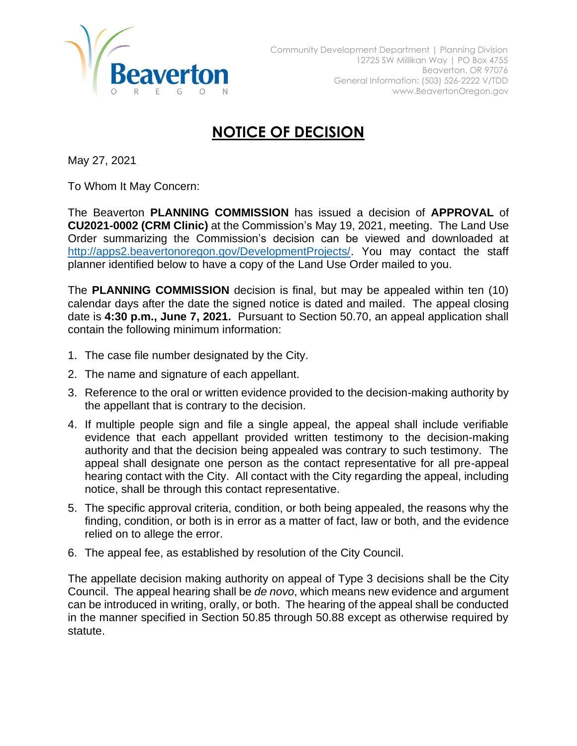Beaverton
OREGON

Community Development Department | Planning Division
12725 SW Millikan Way | PO Box 4755
Beaverton, OR 97076
General Information: (503) 526-2222 V/TDD
www.BeavertonOregon.gov

# NOTICE OF DECISION

May 27, 2021

To Whom It May Concern:

The Beaverton **PLANNING COMMISSION** has issued a decision of **APPROVAL** of **CU2021-0002 (CRM Clinic)** at the Commission's May 19, 2021, meeting. The Land Use Order summarizing the Commission's decision can be viewed and downloaded at http://apps2.beavertonoregon.gov/DevelopmentProjects/. You may contact the staff planner identified below to have a copy of the Land Use Order mailed to you.

The **PLANNING COMMISSION** decision is final, but may be appealed within ten (10) calendar days after the date the signed notice is dated and mailed. The appeal closing date is **4:30 p.m., June 7, 2021.** Pursuant to Section 50.70, an appeal application shall contain the following minimum information:

1. The case file number designated by the City.
2. The name and signature of each appellant.
3. Reference to the oral or written evidence provided to the decision-making authority by the appellant that is contrary to the decision.
4. If multiple people sign and file a single appeal, the appeal shall include verifiable evidence that each appellant provided written testimony to the decision-making authority and that the decision being appealed was contrary to such testimony. The appeal shall designate one person as the contact representative for all pre-appeal hearing contact with the City. All contact with the City regarding the appeal, including notice, shall be through this contact representative.
5. The specific approval criteria, condition, or both being appealed, the reasons why the finding, condition, or both is in error as a matter of fact, law or both, and the evidence relied on to allege the error.
6. The appeal fee, as established by resolution of the City Council.

The appellate decision making authority on appeal of Type 3 decisions shall be the City Council. The appeal hearing shall be *de novo*, which means new evidence and argument can be introduced in writing, orally, or both. The hearing of the appeal shall be conducted in the manner specified in Section 50.85 through 50.88 except as otherwise required by statute.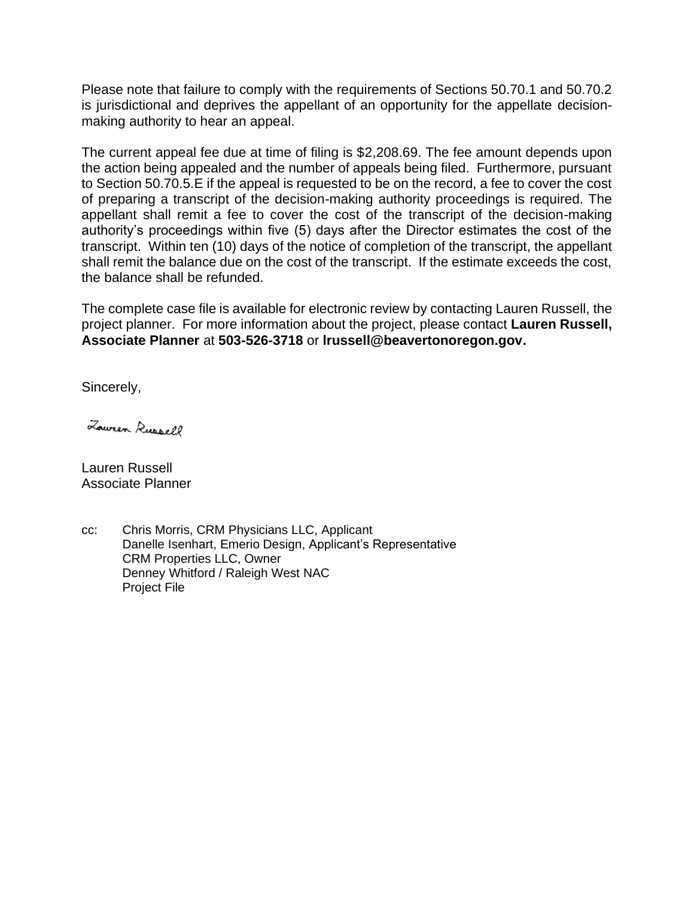Please note that failure to comply with the requirements of Sections 50.70.1 and 50.70.2 is jurisdictional and deprives the appellant of an opportunity for the appellate decision-making authority to hear an appeal.

The current appeal fee due at time of filing is $2,208.69. The fee amount depends upon the action being appealed and the number of appeals being filed. Furthermore, pursuant to Section 50.70.5.E if the appeal is requested to be on the record, a fee to cover the cost of preparing a transcript of the decision-making authority proceedings is required. The appellant shall remit a fee to cover the cost of the transcript of the decision-making authority's proceedings within five (5) days after the Director estimates the cost of the transcript. Within ten (10) days of the notice of completion of the transcript, the appellant shall remit the balance due on the cost of the transcript. If the estimate exceeds the cost, the balance shall be refunded.

The complete case file is available for electronic review by contacting Lauren Russell, the project planner. For more information about the project, please contact **Lauren Russell, Associate Planner** at **503-526-3718** or **lrussell@beavertonoregon.gov.**

Sincerely,

Lauren Russell

Lauren Russell
Associate Planner

cc: Chris Morris, CRM Physicians LLC, Applicant
Danelle Isenhart, Emerio Design, Applicant's Representative
CRM Properties LLC, Owner
Denney Whitford / Raleigh West NAC
Project File